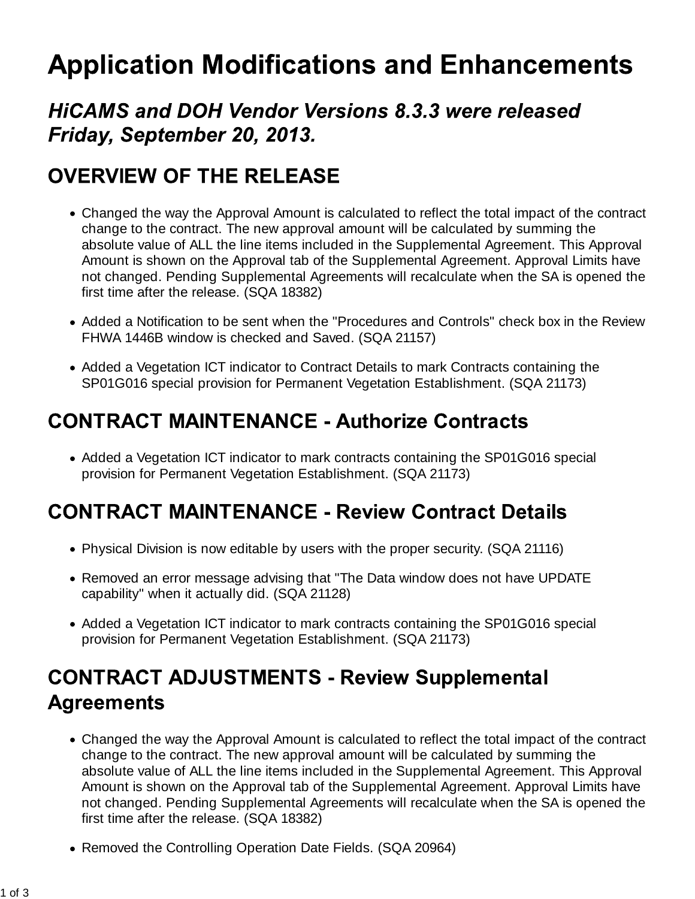# Application Modifications and Enhancements

## *HiCAMS and DOH Vendor Versions 8.3.3 were released Friday, September 20, 2013.*

## OVERVIEW OF THE RELEASE

- Changed the way the Approval Amount is calculated to reflect the total impact of the contract change to the contract. The new approval amount will be calculated by summing the absolute value of ALL the line items included in the Supplemental Agreement. This Approval Amount is shown on the Approval tab of the Supplemental Agreement. Approval Limits have not changed. Pending Supplemental Agreements will recalculate when the SA is opened the first time after the release. (SQA 18382)
- Added a Notification to be sent when the "Procedures and Controls" check box in the Review FHWA 1446B window is checked and Saved. (SQA 21157)
- Added a Vegetation ICT indicator to Contract Details to mark Contracts containing the SP01G016 special provision for Permanent Vegetation Establishment. (SQA 21173)

## CONTRACT MAINTENANCE - Authorize Contracts

- Added a Vegetation ICT indicator to mark contracts containing the SP01G016 special provision for Permanent Vegetation Establishment. (SQA 21173)

## CONTRACT MAINTENANCE - Review Contract Details

- Physical Division is now editable by users with the proper security. (SQA 21116)
- Removed an error message advising that "The Data window does not have UPDATE capability" when it actually did. (SQA 21128)
- Added a Vegetation ICT indicator to mark contracts containing the SP01G016 special provision for Permanent Vegetation Establishment. (SQA 21173)

## CONTRACT ADJUSTMENTS - Review Supplemental Agreements

- Changed the way the Approval Amount is calculated to reflect the total impact of the contract change to the contract. The new approval amount will be calculated by summing the absolute value of ALL the line items included in the Supplemental Agreement. This Approval Amount is shown on the Approval tab of the Supplemental Agreement. Approval Limits have not changed. Pending Supplemental Agreements will recalculate when the SA is opened the first time after the release. (SQA 18382)
- Removed the Controlling Operation Date Fields. (SQA 20964)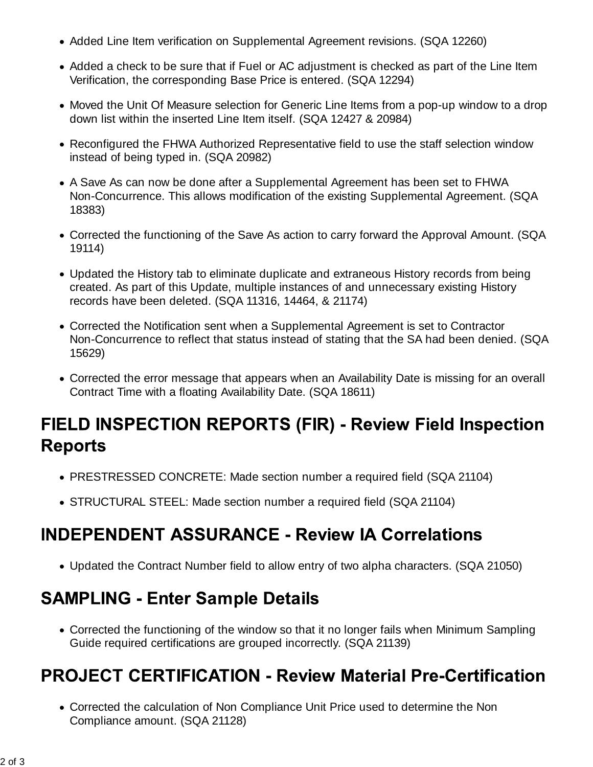- Added Line Item verification on Supplemental Agreement revisions. (SQA 12260)
- Added a check to be sure that if Fuel or AC adjustment is checked as part of the Line Item Verification, the corresponding Base Price is entered. (SQA 12294)
- Moved the Unit Of Measure selection for Generic Line Items from a pop-up window to a drop down list within the inserted Line Item itself. (SQA 12427 & 20984)
- Reconfigured the FHWA Authorized Representative field to use the staff selection window instead of being typed in. (SQA 20982)
- A Save As can now be done after a Supplemental Agreement has been set to FHWA Non-Concurrence. This allows modification of the existing Supplemental Agreement. (SQA 18383)
- Corrected the functioning of the Save As action to carry forward the Approval Amount. (SQA 19114)
- Updated the History tab to eliminate duplicate and extraneous History records from being created. As part of this Update, multiple instances of and unnecessary existing History records have been deleted. (SQA 11316, 14464, & 21174)
- Corrected the Notification sent when a Supplemental Agreement is set to Contractor Non-Concurrence to reflect that status instead of stating that the SA had been denied. (SQA 15629)
- Corrected the error message that appears when an Availability Date is missing for an overall Contract Time with a floating Availability Date. (SQA 18611)

## FIELD INSPECTION REPORTS (FIR) - Review Field Inspection Reports

- PRESTRESSED CONCRETE: Made section number a required field (SQA 21104)
- STRUCTURAL STEEL: Made section number a required field (SQA 21104)

## INDEPENDENT ASSURANCE - Review IA Correlations

- Updated the Contract Number field to allow entry of two alpha characters. (SQA 21050)

## SAMPLING - Enter Sample Details

- Corrected the functioning of the window so that it no longer fails when Minimum Sampling Guide required certifications are grouped incorrectly. (SQA 21139)

## PROJECT CERTIFICATION - Review Material Pre-Certification

- Corrected the calculation of Non Compliance Unit Price used to determine the Non Compliance amount. (SQA 21128)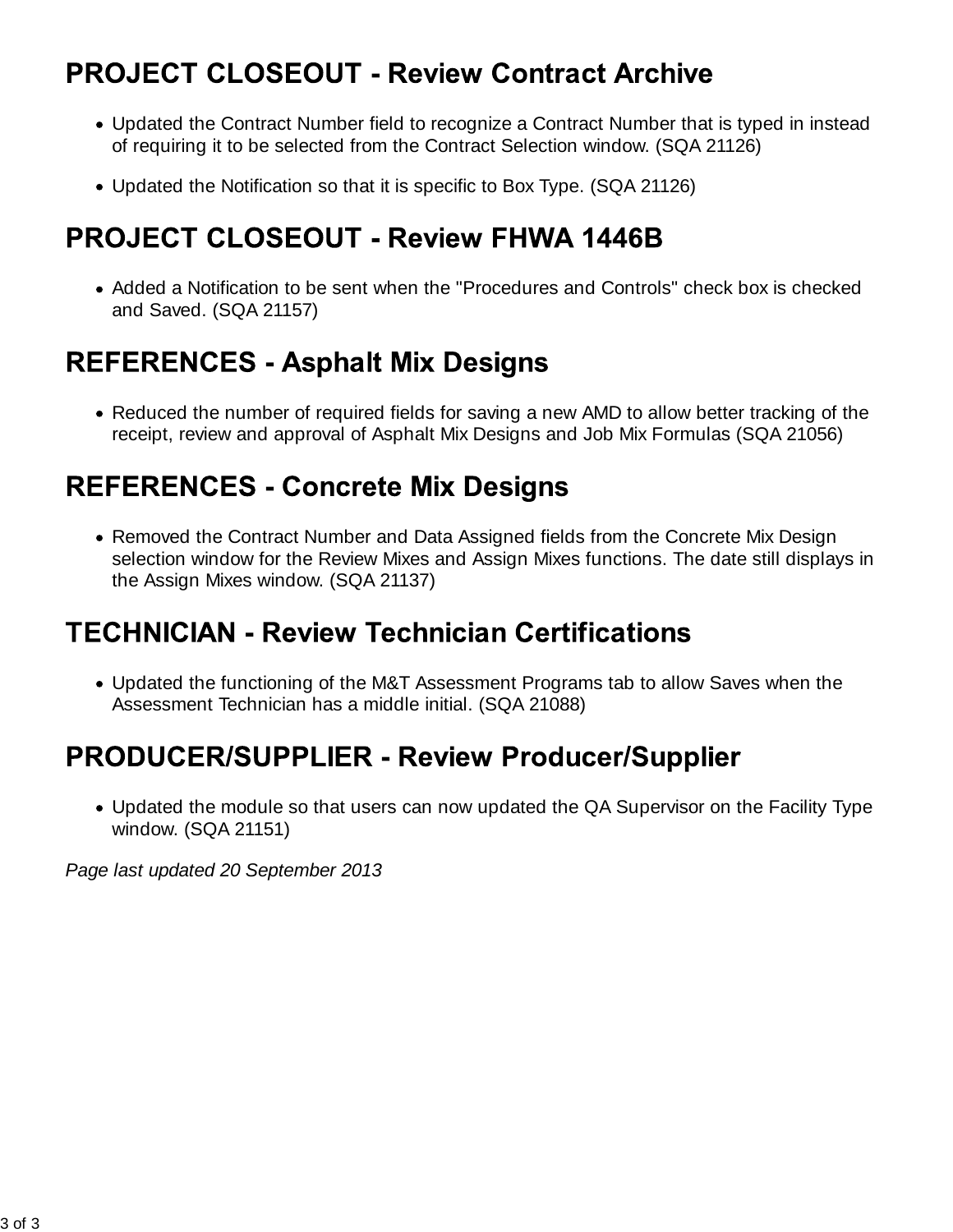## PROJECT CLOSEOUT - Review Contract Archive

- Updated the Contract Number field to recognize a Contract Number that is typed in instead of requiring it to be selected from the Contract Selection window. (SQA 21126)
- Updated the Notification so that it is specific to Box Type. (SQA 21126)

## PROJECT CLOSEOUT - Review FHWA 1446B

- Added a Notification to be sent when the "Procedures and Controls" check box is checked and Saved. (SQA 21157)

## REFERENCES - Asphalt Mix Designs

- Reduced the number of required fields for saving a new AMD to allow better tracking of the receipt, review and approval of Asphalt Mix Designs and Job Mix Formulas (SQA 21056)

## REFERENCES - Concrete Mix Designs

- Removed the Contract Number and Data Assigned fields from the Concrete Mix Design selection window for the Review Mixes and Assign Mixes functions. The date still displays in the Assign Mixes window. (SQA 21137)

## TECHNICIAN - Review Technician Certifications

- Updated the functioning of the M&T Assessment Programs tab to allow Saves when the Assessment Technician has a middle initial. (SQA 21088)

## PRODUCER/SUPPLIER - Review Producer/Supplier

- Updated the module so that users can now updated the QA Supervisor on the Facility Type window. (SQA 21151)

*Page last updated 20 September 2013*